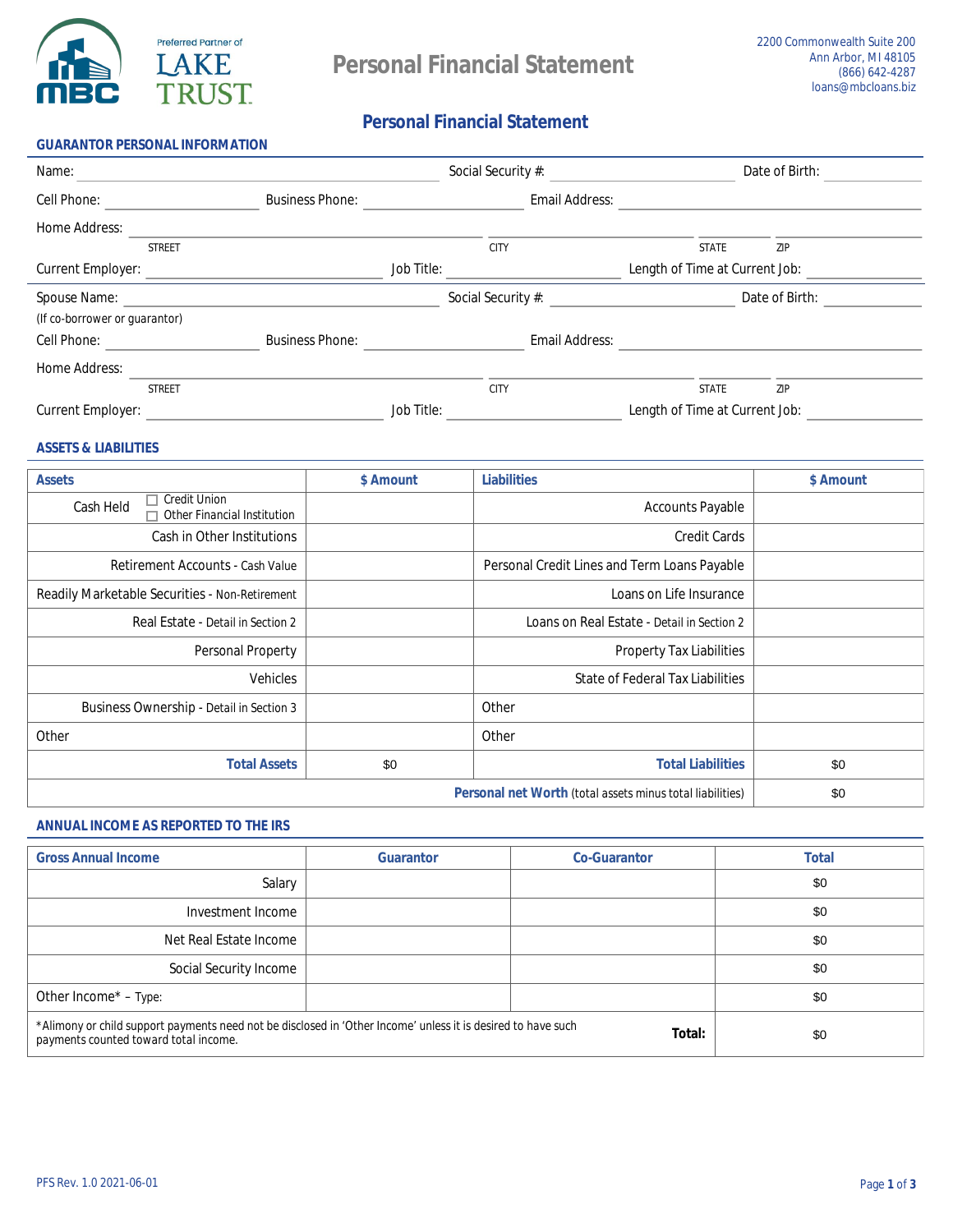Preferred Partner of LAKE TRUST

# Personal Financial Statement

2200 Commonwealth Suite 200
Ann Arbor, MI 48105
(866) 642-4287
loans@mbcloans.biz

## Personal Financial Statement

### GUARANTOR PERSONAL INFORMATION

Name: ____________ Social Security #: ____________ Date of Birth: ____________

Cell Phone: ____________ Business Phone: ____________ Email Address: ____________

Home Address: ____________ (STREET) ____________ (CITY) ____________ (STATE) ____________ (ZIP)

Current Employer: ____________ Job Title: ____________ Length of Time at Current Job: ____________

Spouse Name: ____________ Social Security #: ____________ Date of Birth: ____________
(If co-borrower or guarantor)

Cell Phone: ____________ Business Phone: ____________ Email Address: ____________

Home Address: ____________ (STREET) ____________ (CITY) ____________ (STATE) ____________ (ZIP)

Current Employer: ____________ Job Title: ____________ Length of Time at Current Job: ____________

### ASSETS & LIABILITIES

| Assets | $ Amount | Liabilities | $ Amount |
|---|---|---|---|
| Cash Held ☐ Credit Union ☐ Other Financial Institution | | Accounts Payable | |
| Cash in Other Institutions | | Credit Cards | |
| Retirement Accounts - Cash Value | | Personal Credit Lines and Term Loans Payable | |
| Readily Marketable Securities - Non-Retirement | | Loans on Life Insurance | |
| Real Estate - Detail in Section 2 | | Loans on Real Estate - Detail in Section 2 | |
| Personal Property | | Property Tax Liabilities | |
| Vehicles | | State of Federal Tax Liabilities | |
| Business Ownership - Detail in Section 3 | | Other | |
| Other | | Other | |
| **Total Assets** | $0 | **Total Liabilities** | $0 |
| | | **Personal net Worth** (total assets minus total liabilities) | $0 |

### ANNUAL INCOME AS REPORTED TO THE IRS

| Gross Annual Income | Guarantor | Co-Guarantor | Total |
|---|---|---|---|
| Salary | | | $0 |
| Investment Income | | | $0 |
| Net Real Estate Income | | | $0 |
| Social Security Income | | | $0 |
| Other Income* – Type: | | | $0 |
| *Alimony or child support payments need not be disclosed in 'Other Income' unless it is desired to have such payments counted toward total income. | | **Total:** | $0 |

PFS Rev. 1.0 2021-06-01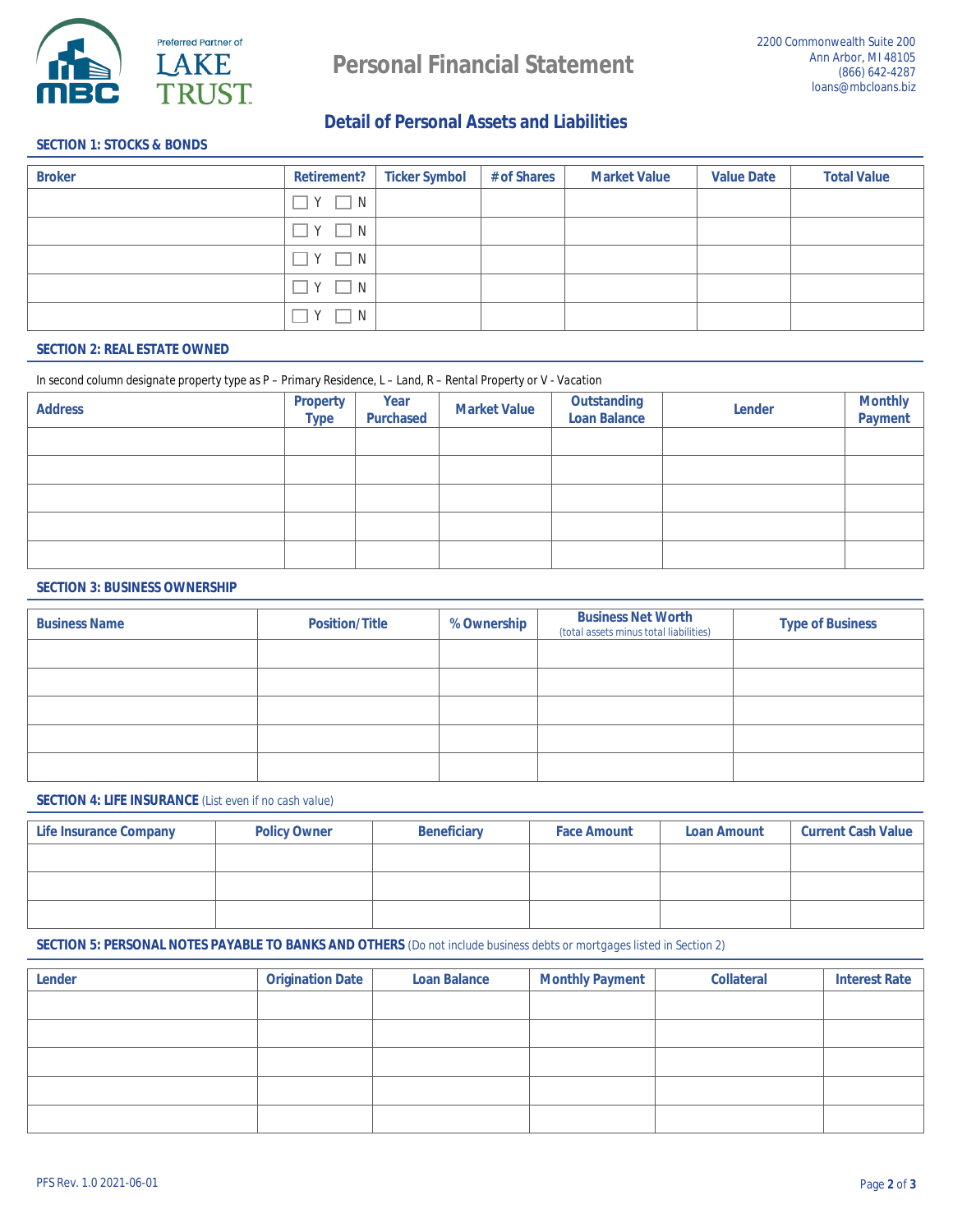Preferred Partner of LAKE TRUST

# Personal Financial Statement

2200 Commonwealth Suite 200
Ann Arbor, MI 48105
(866) 642-4287
loans@mbcloans.biz

## Detail of Personal Assets and Liabilities

### SECTION 1: STOCKS & BONDS

| Broker | Retirement? | Ticker Symbol | # of Shares | Market Value | Value Date | Total Value |
|---|---|---|---|---|---|---|
| | ☐ Y ☐ N | | | | | |
| | ☐ Y ☐ N | | | | | |
| | ☐ Y ☐ N | | | | | |
| | ☐ Y ☐ N | | | | | |
| | ☐ Y ☐ N | | | | | |

### SECTION 2: REAL ESTATE OWNED

In second column designate property type as P – Primary Residence, L – Land, R – Rental Property or V - Vacation

| Address | Property Type | Year Purchased | Market Value | Outstanding Loan Balance | Lender | Monthly Payment |
|---|---|---|---|---|---|---|
| | | | | | | |
| | | | | | | |
| | | | | | | |
| | | | | | | |
| | | | | | | |

### SECTION 3: BUSINESS OWNERSHIP

| Business Name | Position/Title | % Ownership | Business Net Worth (total assets minus total liabilities) | Type of Business |
|---|---|---|---|---|
| | | | | |
| | | | | |
| | | | | |
| | | | | |
| | | | | |

### SECTION 4: LIFE INSURANCE (List even if no cash value)

| Life Insurance Company | Policy Owner | Beneficiary | Face Amount | Loan Amount | Current Cash Value |
|---|---|---|---|---|---|
| | | | | | |
| | | | | | |
| | | | | | |

### SECTION 5: PERSONAL NOTES PAYABLE TO BANKS AND OTHERS (Do not include business debts or mortgages listed in Section 2)

| Lender | Origination Date | Loan Balance | Monthly Payment | Collateral | Interest Rate |
|---|---|---|---|---|---|
| | | | | | |
| | | | | | |
| | | | | | |
| | | | | | |
| | | | | | |

PFS Rev. 1.0 2021-06-01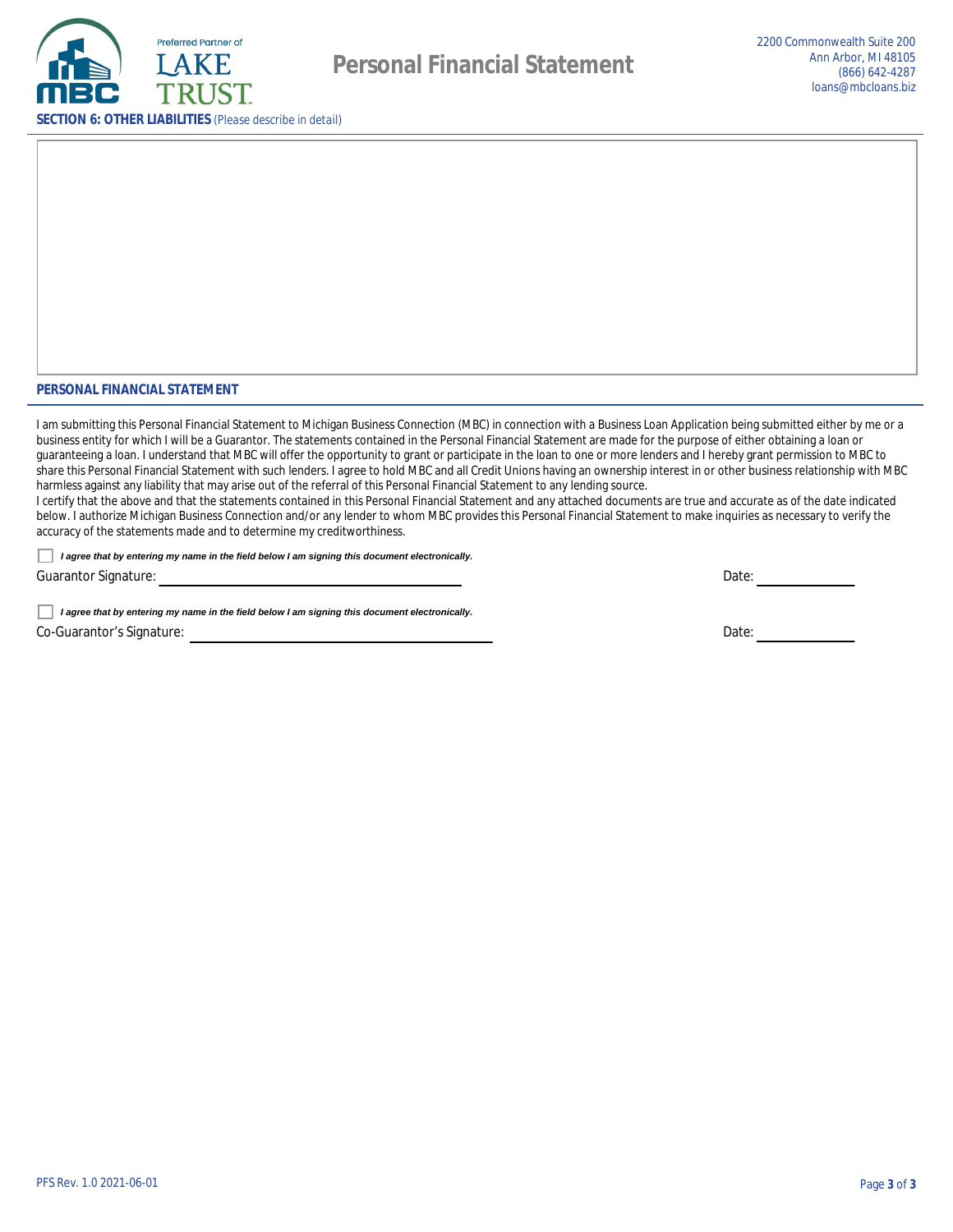**SECTION 6: OTHER LIABILITIES** (Please describe in detail)

## PERSONAL FINANCIAL STATEMENT

I am submitting this Personal Financial Statement to Michigan Business Connection (MBC) in connection with a Business Loan Application being submitted either by me or a business entity for which I will be a Guarantor. The statements contained in the Personal Financial Statement are made for the purpose of either obtaining a loan or guaranteeing a loan. I understand that MBC will offer the opportunity to grant or participate in the loan to one or more lenders and I hereby grant permission to MBC to share this Personal Financial Statement with such lenders. I agree to hold MBC and all Credit Unions having an ownership interest in or other business relationship with MBC harmless against any liability that may arise out of the referral of this Personal Financial Statement to any lending source.

I certify that the above and that the statements contained in this Personal Financial Statement and any attached documents are true and accurate as of the date indicated below. I authorize Michigan Business Connection and/or any lender to whom MBC provides this Personal Financial Statement to make inquiries as necessary to verify the accuracy of the statements made and to determine my creditworthiness.

☐ ***I agree that by entering my name in the field below I am signing this document electronically.***

Guarantor Signature: ______________________ Date: __________

☐ ***I agree that by entering my name in the field below I am signing this document electronically.***

Co-Guarantor's Signature: ______________________ Date: __________

PFS Rev. 1.0 2021-06-01